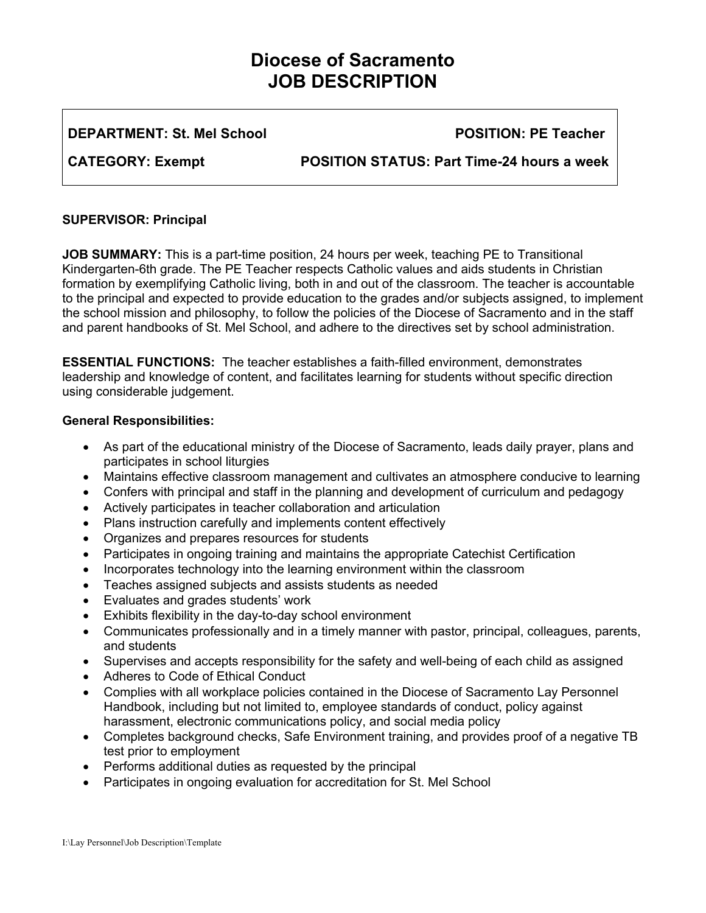# Diocese of Sacramento
# JOB DESCRIPTION

| | |
|---|---|
| **DEPARTMENT: St. Mel School** | **POSITION: PE Teacher** |
| **CATEGORY: Exempt** | **POSITION STATUS: Part Time-24 hours a week** |

**SUPERVISOR: Principal**

**JOB SUMMARY:** This is a part-time position, 24 hours per week, teaching PE to Transitional Kindergarten-6th grade. The PE Teacher respects Catholic values and aids students in Christian formation by exemplifying Catholic living, both in and out of the classroom. The teacher is accountable to the principal and expected to provide education to the grades and/or subjects assigned, to implement the school mission and philosophy, to follow the policies of the Diocese of Sacramento and in the staff and parent handbooks of St. Mel School, and adhere to the directives set by school administration.

**ESSENTIAL FUNCTIONS:** The teacher establishes a faith-filled environment, demonstrates leadership and knowledge of content, and facilitates learning for students without specific direction using considerable judgement.

**General Responsibilities:**

- As part of the educational ministry of the Diocese of Sacramento, leads daily prayer, plans and participates in school liturgies
- Maintains effective classroom management and cultivates an atmosphere conducive to learning
- Confers with principal and staff in the planning and development of curriculum and pedagogy
- Actively participates in teacher collaboration and articulation
- Plans instruction carefully and implements content effectively
- Organizes and prepares resources for students
- Participates in ongoing training and maintains the appropriate Catechist Certification
- Incorporates technology into the learning environment within the classroom
- Teaches assigned subjects and assists students as needed
- Evaluates and grades students' work
- Exhibits flexibility in the day-to-day school environment
- Communicates professionally and in a timely manner with pastor, principal, colleagues, parents, and students
- Supervises and accepts responsibility for the safety and well-being of each child as assigned
- Adheres to Code of Ethical Conduct
- Complies with all workplace policies contained in the Diocese of Sacramento Lay Personnel Handbook, including but not limited to, employee standards of conduct, policy against harassment, electronic communications policy, and social media policy
- Completes background checks, Safe Environment training, and provides proof of a negative TB test prior to employment
- Performs additional duties as requested by the principal
- Participates in ongoing evaluation for accreditation for St. Mel School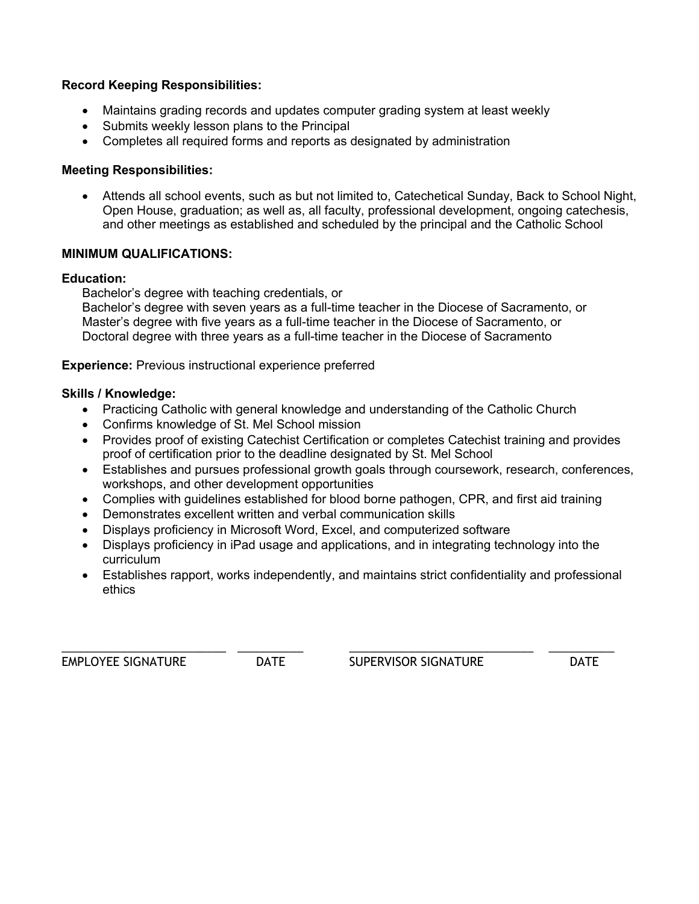**Record Keeping Responsibilities:**

- Maintains grading records and updates computer grading system at least weekly
- Submits weekly lesson plans to the Principal
- Completes all required forms and reports as designated by administration

**Meeting Responsibilities:**

- Attends all school events, such as but not limited to, Catechetical Sunday, Back to School Night, Open House, graduation; as well as, all faculty, professional development, ongoing catechesis, and other meetings as established and scheduled by the principal and the Catholic School

**MINIMUM QUALIFICATIONS:**

**Education:**

Bachelor's degree with teaching credentials, or
Bachelor's degree with seven years as a full-time teacher in the Diocese of Sacramento, or
Master's degree with five years as a full-time teacher in the Diocese of Sacramento, or
Doctoral degree with three years as a full-time teacher in the Diocese of Sacramento

**Experience:** Previous instructional experience preferred

**Skills / Knowledge:**

- Practicing Catholic with general knowledge and understanding of the Catholic Church
- Confirms knowledge of St. Mel School mission
- Provides proof of existing Catechist Certification or completes Catechist training and provides proof of certification prior to the deadline designated by St. Mel School
- Establishes and pursues professional growth goals through coursework, research, conferences, workshops, and other development opportunities
- Complies with guidelines established for blood borne pathogen, CPR, and first aid training
- Demonstrates excellent written and verbal communication skills
- Displays proficiency in Microsoft Word, Excel, and computerized software
- Displays proficiency in iPad usage and applications, and in integrating technology into the curriculum
- Establishes rapport, works independently, and maintains strict confidentiality and professional ethics

\_\_\_\_\_\_\_\_\_\_\_\_\_\_\_\_\_\_\_\_\_\_\_\_\_\_ \_\_\_\_\_\_\_\_\_\_ \_\_\_\_\_\_\_\_\_\_\_\_\_\_\_\_\_\_\_\_\_\_\_\_\_\_\_\_\_ \_\_\_\_\_\_\_\_\_\_

EMPLOYEE SIGNATURE DATE SUPERVISOR SIGNATURE DATE